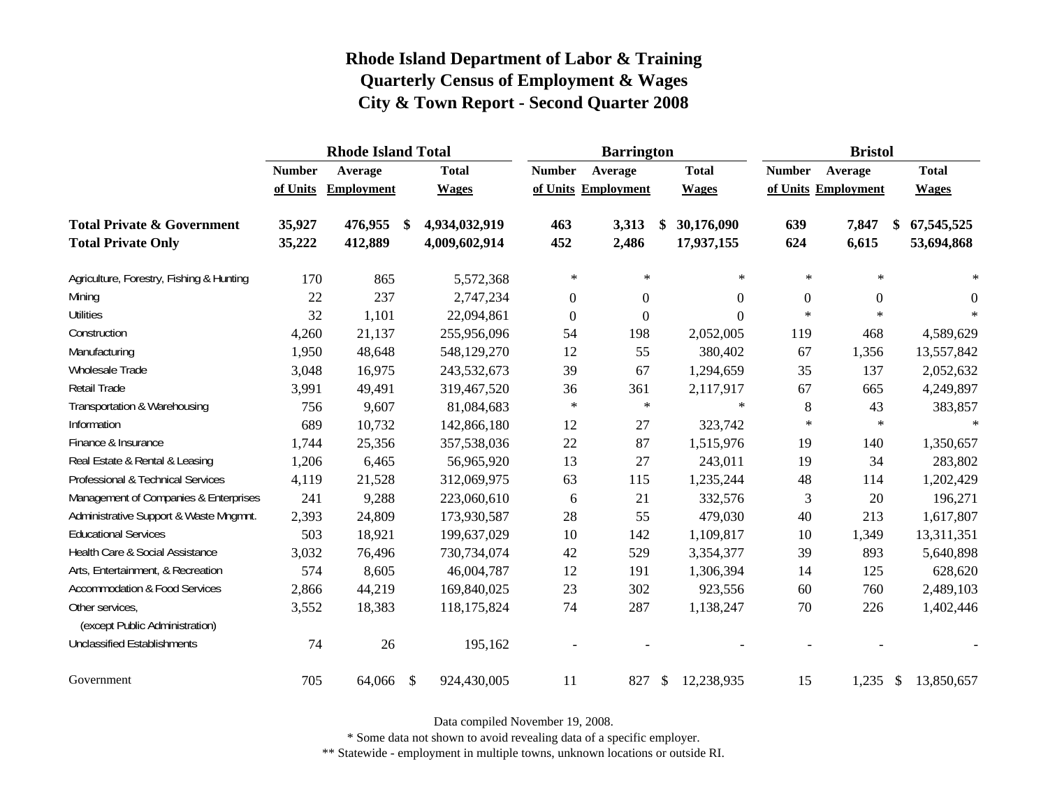# Rhode Island Department of Labor & Training
## Quarterly Census of Employment & Wages
## City & Town Report - Second Quarter 2008

| | Rhode Island Total | | | Barrington | | | Bristol | | |
|---|---|---|---|---|---|---|---|---|---|
| | Number of Units | Average Employment | Total Wages | Number of Units | Average Employment | Total Wages | Number of Units | Average Employment | Total Wages |
| **Total Private & Government** | **35,927** | **476,955** | **$ 4,934,032,919** | **463** | **3,313** | **$ 30,176,090** | **639** | **7,847** | **$ 67,545,525** |
| **Total Private Only** | **35,222** | **412,889** | **4,009,602,914** | **452** | **2,486** | **17,937,155** | **624** | **6,615** | **53,694,868** |
| Agriculture, Forestry, Fishing & Hunting | 170 | 865 | 5,572,368 | * | * | * | * | * | * |
| Mining | 22 | 237 | 2,747,234 | 0 | 0 | 0 | 0 | 0 | 0 |
| Utilities | 32 | 1,101 | 22,094,861 | 0 | 0 | 0 | * | * | * |
| Construction | 4,260 | 21,137 | 255,956,096 | 54 | 198 | 2,052,005 | 119 | 468 | 4,589,629 |
| Manufacturing | 1,950 | 48,648 | 548,129,270 | 12 | 55 | 380,402 | 67 | 1,356 | 13,557,842 |
| Wholesale Trade | 3,048 | 16,975 | 243,532,673 | 39 | 67 | 1,294,659 | 35 | 137 | 2,052,632 |
| Retail Trade | 3,991 | 49,491 | 319,467,520 | 36 | 361 | 2,117,917 | 67 | 665 | 4,249,897 |
| Transportation & Warehousing | 756 | 9,607 | 81,084,683 | * | * | * | 8 | 43 | 383,857 |
| Information | 689 | 10,732 | 142,866,180 | 12 | 27 | 323,742 | * | * | * |
| Finance & Insurance | 1,744 | 25,356 | 357,538,036 | 22 | 87 | 1,515,976 | 19 | 140 | 1,350,657 |
| Real Estate & Rental & Leasing | 1,206 | 6,465 | 56,965,920 | 13 | 27 | 243,011 | 19 | 34 | 283,802 |
| Professional & Technical Services | 4,119 | 21,528 | 312,069,975 | 63 | 115 | 1,235,244 | 48 | 114 | 1,202,429 |
| Management of Companies & Enterprises | 241 | 9,288 | 223,060,610 | 6 | 21 | 332,576 | 3 | 20 | 196,271 |
| Administrative Support & Waste Mngmnt. | 2,393 | 24,809 | 173,930,587 | 28 | 55 | 479,030 | 40 | 213 | 1,617,807 |
| Educational Services | 503 | 18,921 | 199,637,029 | 10 | 142 | 1,109,817 | 10 | 1,349 | 13,311,351 |
| Health Care & Social Assistance | 3,032 | 76,496 | 730,734,074 | 42 | 529 | 3,354,377 | 39 | 893 | 5,640,898 |
| Arts, Entertainment, & Recreation | 574 | 8,605 | 46,004,787 | 12 | 191 | 1,306,394 | 14 | 125 | 628,620 |
| Accommodation & Food Services | 2,866 | 44,219 | 169,840,025 | 23 | 302 | 923,556 | 60 | 760 | 2,489,103 |
| Other services, (except Public Administration) | 3,552 | 18,383 | 118,175,824 | 74 | 287 | 1,138,247 | 70 | 226 | 1,402,446 |
| Unclassified Establishments | 74 | 26 | 195,162 | - | - | - | - | - | - |
| Government | 705 | 64,066 | $ 924,430,005 | 11 | 827 | $ 12,238,935 | 15 | 1,235 | $ 13,850,657 |

Data compiled November 19, 2008.

* Some data not shown to avoid revealing data of a specific employer.

** Statewide - employment in multiple towns, unknown locations or outside RI.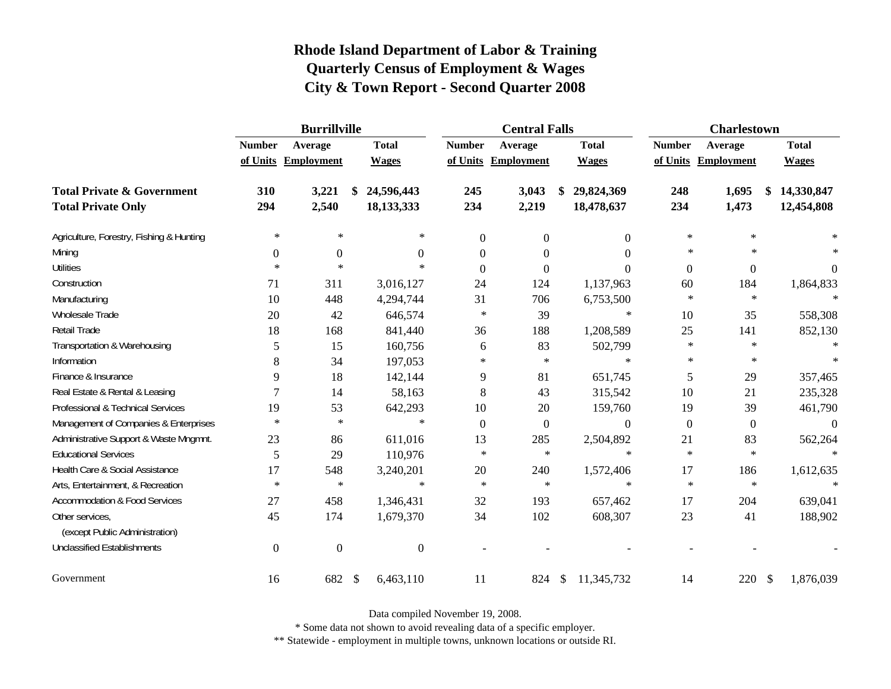**Rhode Island Department of Labor & Training**
**Quarterly Census of Employment & Wages**
**City & Town Report - Second Quarter 2008**

| | Burrillville | | | Central Falls | | | Charlestown | | |
|---|---|---|---|---|---|---|---|---|---|
| | Number of Units | Average Employment | Total Wages | Number of Units | Average Employment | Total Wages | Number of Units | Average Employment | Total Wages |
| **Total Private & Government** | **310** | **3,221** | **$ 24,596,443** | **245** | **3,043** | **$ 29,824,369** | **248** | **1,695** | **$ 14,330,847** |
| **Total Private Only** | **294** | **2,540** | **18,133,333** | **234** | **2,219** | **18,478,637** | **234** | **1,473** | **12,454,808** |
| Agriculture, Forestry, Fishing & Hunting | * | * | * | 0 | 0 | 0 | * | * | * |
| Mining | 0 | 0 | 0 | 0 | 0 | 0 | * | * | * |
| Utilities | * | * | * | 0 | 0 | 0 | 0 | 0 | 0 |
| Construction | 71 | 311 | 3,016,127 | 24 | 124 | 1,137,963 | 60 | 184 | 1,864,833 |
| Manufacturing | 10 | 448 | 4,294,744 | 31 | 706 | 6,753,500 | * | * | * |
| Wholesale Trade | 20 | 42 | 646,574 | * | 39 | * | 10 | 35 | 558,308 |
| Retail Trade | 18 | 168 | 841,440 | 36 | 188 | 1,208,589 | 25 | 141 | 852,130 |
| Transportation & Warehousing | 5 | 15 | 160,756 | 6 | 83 | 502,799 | * | * | * |
| Information | 8 | 34 | 197,053 | * | * | * | * | * | * |
| Finance & Insurance | 9 | 18 | 142,144 | 9 | 81 | 651,745 | 5 | 29 | 357,465 |
| Real Estate & Rental & Leasing | 7 | 14 | 58,163 | 8 | 43 | 315,542 | 10 | 21 | 235,328 |
| Professional & Technical Services | 19 | 53 | 642,293 | 10 | 20 | 159,760 | 19 | 39 | 461,790 |
| Management of Companies & Enterprises | * | * | * | 0 | 0 | 0 | 0 | 0 | 0 |
| Administrative Support & Waste Mngmnt. | 23 | 86 | 611,016 | 13 | 285 | 2,504,892 | 21 | 83 | 562,264 |
| Educational Services | 5 | 29 | 110,976 | * | * | * | * | * | * |
| Health Care & Social Assistance | 17 | 548 | 3,240,201 | 20 | 240 | 1,572,406 | 17 | 186 | 1,612,635 |
| Arts, Entertainment, & Recreation | * | * | * | * | * | * | * | * | * |
| Accommodation & Food Services | 27 | 458 | 1,346,431 | 32 | 193 | 657,462 | 17 | 204 | 639,041 |
| Other services, (except Public Administration) | 45 | 174 | 1,679,370 | 34 | 102 | 608,307 | 23 | 41 | 188,902 |
| Unclassified Establishments | 0 | 0 | 0 | - | - | - | - | - | - |
| Government | 16 | 682 | $ 6,463,110 | 11 | 824 | $ 11,345,732 | 14 | 220 | $ 1,876,039 |

Data compiled November 19, 2008.

* Some data not shown to avoid revealing data of a specific employer.

** Statewide - employment in multiple towns, unknown locations or outside RI.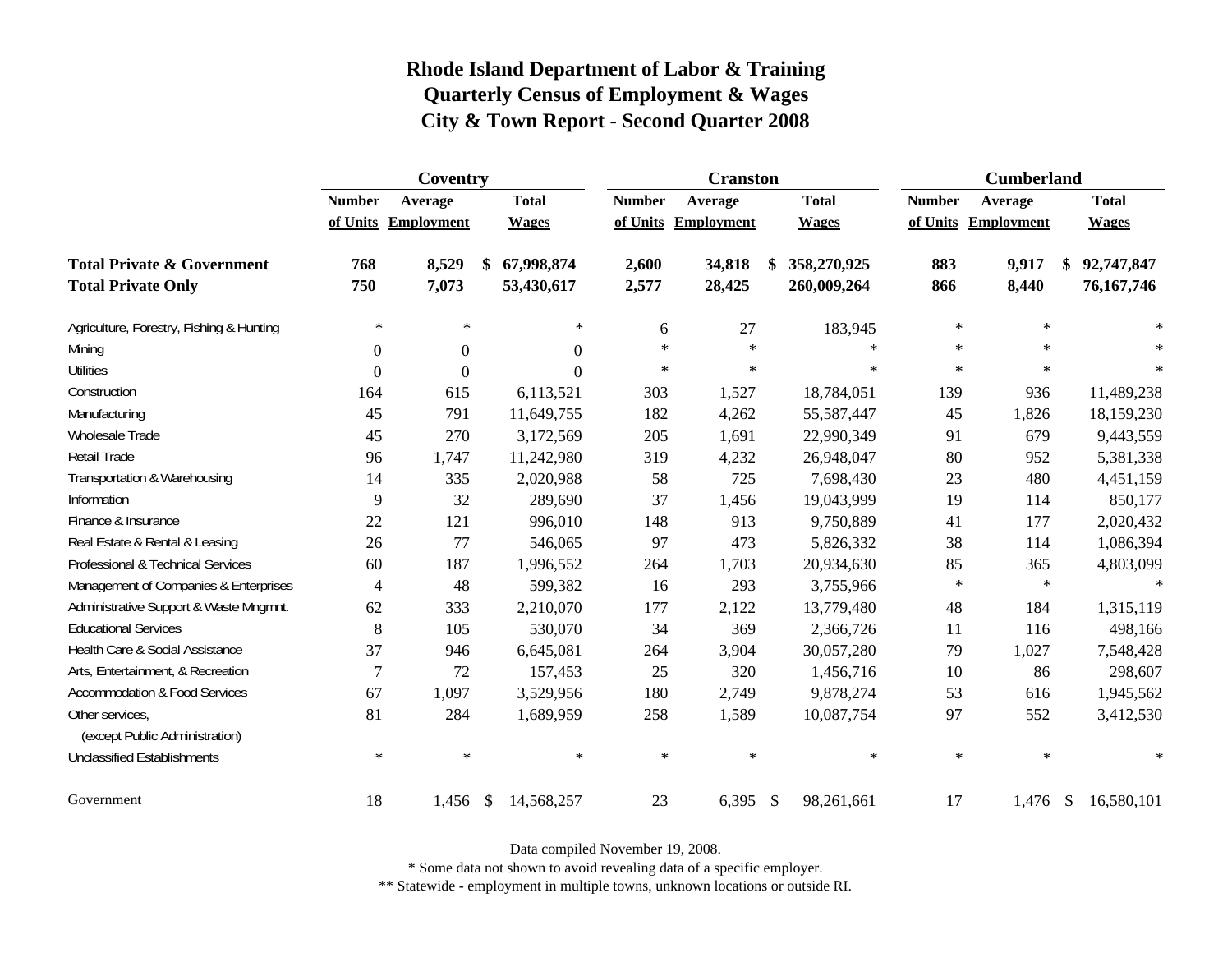# Rhode Island Department of Labor & Training
## Quarterly Census of Employment & Wages
## City & Town Report - Second Quarter 2008

| | Coventry | | | Cranston | | | Cumberland | | |
|---|---|---|---|---|---|---|---|---|---|
| | Number of Units | Average Employment | Total Wages | Number of Units | Average Employment | Total Wages | Number of Units | Average Employment | Total Wages |
| **Total Private & Government** | **768** | **8,529** | **$ 67,998,874** | **2,600** | **34,818** | **$ 358,270,925** | **883** | **9,917** | **$ 92,747,847** |
| **Total Private Only** | **750** | **7,073** | **53,430,617** | **2,577** | **28,425** | **260,009,264** | **866** | **8,440** | **76,167,746** |
| Agriculture, Forestry, Fishing & Hunting | * | * | * | 6 | 27 | 183,945 | * | * | * |
| Mining | 0 | 0 | 0 | * | * | * | * | * | * |
| Utilities | 0 | 0 | 0 | * | * | * | * | * | * |
| Construction | 164 | 615 | 6,113,521 | 303 | 1,527 | 18,784,051 | 139 | 936 | 11,489,238 |
| Manufacturing | 45 | 791 | 11,649,755 | 182 | 4,262 | 55,587,447 | 45 | 1,826 | 18,159,230 |
| Wholesale Trade | 45 | 270 | 3,172,569 | 205 | 1,691 | 22,990,349 | 91 | 679 | 9,443,559 |
| Retail Trade | 96 | 1,747 | 11,242,980 | 319 | 4,232 | 26,948,047 | 80 | 952 | 5,381,338 |
| Transportation & Warehousing | 14 | 335 | 2,020,988 | 58 | 725 | 7,698,430 | 23 | 480 | 4,451,159 |
| Information | 9 | 32 | 289,690 | 37 | 1,456 | 19,043,999 | 19 | 114 | 850,177 |
| Finance & Insurance | 22 | 121 | 996,010 | 148 | 913 | 9,750,889 | 41 | 177 | 2,020,432 |
| Real Estate & Rental & Leasing | 26 | 77 | 546,065 | 97 | 473 | 5,826,332 | 38 | 114 | 1,086,394 |
| Professional & Technical Services | 60 | 187 | 1,996,552 | 264 | 1,703 | 20,934,630 | 85 | 365 | 4,803,099 |
| Management of Companies & Enterprises | 4 | 48 | 599,382 | 16 | 293 | 3,755,966 | * | * | * |
| Administrative Support & Waste Mngmnt. | 62 | 333 | 2,210,070 | 177 | 2,122 | 13,779,480 | 48 | 184 | 1,315,119 |
| Educational Services | 8 | 105 | 530,070 | 34 | 369 | 2,366,726 | 11 | 116 | 498,166 |
| Health Care & Social Assistance | 37 | 946 | 6,645,081 | 264 | 3,904 | 30,057,280 | 79 | 1,027 | 7,548,428 |
| Arts, Entertainment, & Recreation | 7 | 72 | 157,453 | 25 | 320 | 1,456,716 | 10 | 86 | 298,607 |
| Accommodation & Food Services | 67 | 1,097 | 3,529,956 | 180 | 2,749 | 9,878,274 | 53 | 616 | 1,945,562 |
| Other services, (except Public Administration) | 81 | 284 | 1,689,959 | 258 | 1,589 | 10,087,754 | 97 | 552 | 3,412,530 |
| Unclassified Establishments | * | * | * | * | * | * | * | * | * |
| Government | 18 | 1,456 | $ 14,568,257 | 23 | 6,395 | $ 98,261,661 | 17 | 1,476 | $ 16,580,101 |

Data compiled November 19, 2008.

* Some data not shown to avoid revealing data of a specific employer.

** Statewide - employment in multiple towns, unknown locations or outside RI.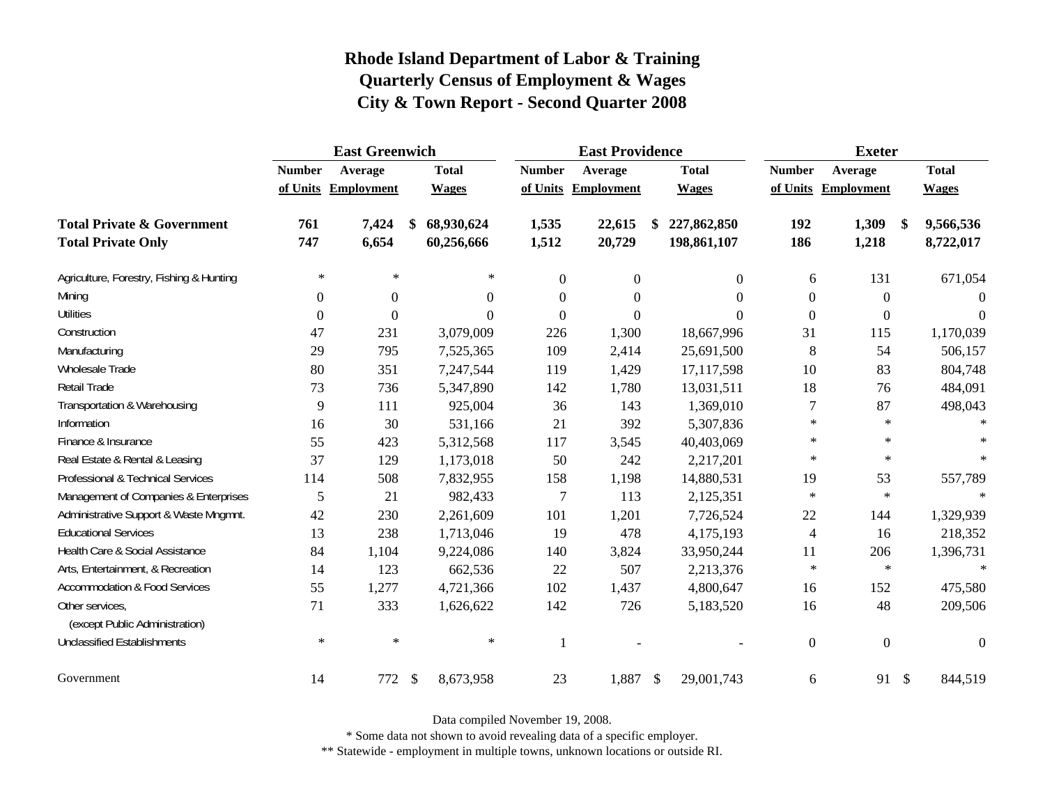# Rhode Island Department of Labor & Training
## Quarterly Census of Employment & Wages
## City & Town Report - Second Quarter 2008

| | East Greenwich | | | East Providence | | | Exeter | | |
|---|---|---|---|---|---|---|---|---|---|
| | Number of Units | Average Employment | Total Wages | Number of Units | Average Employment | Total Wages | Number of Units | Average Employment | Total Wages |
| **Total Private & Government** | **761** | **7,424** | **$ 68,930,624** | **1,535** | **22,615** | **$ 227,862,850** | **192** | **1,309** | **$ 9,566,536** |
| **Total Private Only** | **747** | **6,654** | **60,256,666** | **1,512** | **20,729** | **198,861,107** | **186** | **1,218** | **8,722,017** |
| Agriculture, Forestry, Fishing & Hunting | * | * | * | 0 | 0 | 0 | 6 | 131 | 671,054 |
| Mining | 0 | 0 | 0 | 0 | 0 | 0 | 0 | 0 | 0 |
| Utilities | 0 | 0 | 0 | 0 | 0 | 0 | 0 | 0 | 0 |
| Construction | 47 | 231 | 3,079,009 | 226 | 1,300 | 18,667,996 | 31 | 115 | 1,170,039 |
| Manufacturing | 29 | 795 | 7,525,365 | 109 | 2,414 | 25,691,500 | 8 | 54 | 506,157 |
| Wholesale Trade | 80 | 351 | 7,247,544 | 119 | 1,429 | 17,117,598 | 10 | 83 | 804,748 |
| Retail Trade | 73 | 736 | 5,347,890 | 142 | 1,780 | 13,031,511 | 18 | 76 | 484,091 |
| Transportation & Warehousing | 9 | 111 | 925,004 | 36 | 143 | 1,369,010 | 7 | 87 | 498,043 |
| Information | 16 | 30 | 531,166 | 21 | 392 | 5,307,836 | * | * | * |
| Finance & Insurance | 55 | 423 | 5,312,568 | 117 | 3,545 | 40,403,069 | * | * | * |
| Real Estate & Rental & Leasing | 37 | 129 | 1,173,018 | 50 | 242 | 2,217,201 | * | * | * |
| Professional & Technical Services | 114 | 508 | 7,832,955 | 158 | 1,198 | 14,880,531 | 19 | 53 | 557,789 |
| Management of Companies & Enterprises | 5 | 21 | 982,433 | 7 | 113 | 2,125,351 | * | * | * |
| Administrative Support & Waste Mngmnt. | 42 | 230 | 2,261,609 | 101 | 1,201 | 7,726,524 | 22 | 144 | 1,329,939 |
| Educational Services | 13 | 238 | 1,713,046 | 19 | 478 | 4,175,193 | 4 | 16 | 218,352 |
| Health Care & Social Assistance | 84 | 1,104 | 9,224,086 | 140 | 3,824 | 33,950,244 | 11 | 206 | 1,396,731 |
| Arts, Entertainment, & Recreation | 14 | 123 | 662,536 | 22 | 507 | 2,213,376 | * | * | * |
| Accommodation & Food Services | 55 | 1,277 | 4,721,366 | 102 | 1,437 | 4,800,647 | 16 | 152 | 475,580 |
| Other services, (except Public Administration) | 71 | 333 | 1,626,622 | 142 | 726 | 5,183,520 | 16 | 48 | 209,506 |
| Unclassified Establishments | * | * | * | 1 | - | - | 0 | 0 | 0 |
| Government | 14 | 772 | $ 8,673,958 | 23 | 1,887 | $ 29,001,743 | 6 | 91 | $ 844,519 |

Data compiled November 19, 2008.

* Some data not shown to avoid revealing data of a specific employer.

** Statewide - employment in multiple towns, unknown locations or outside RI.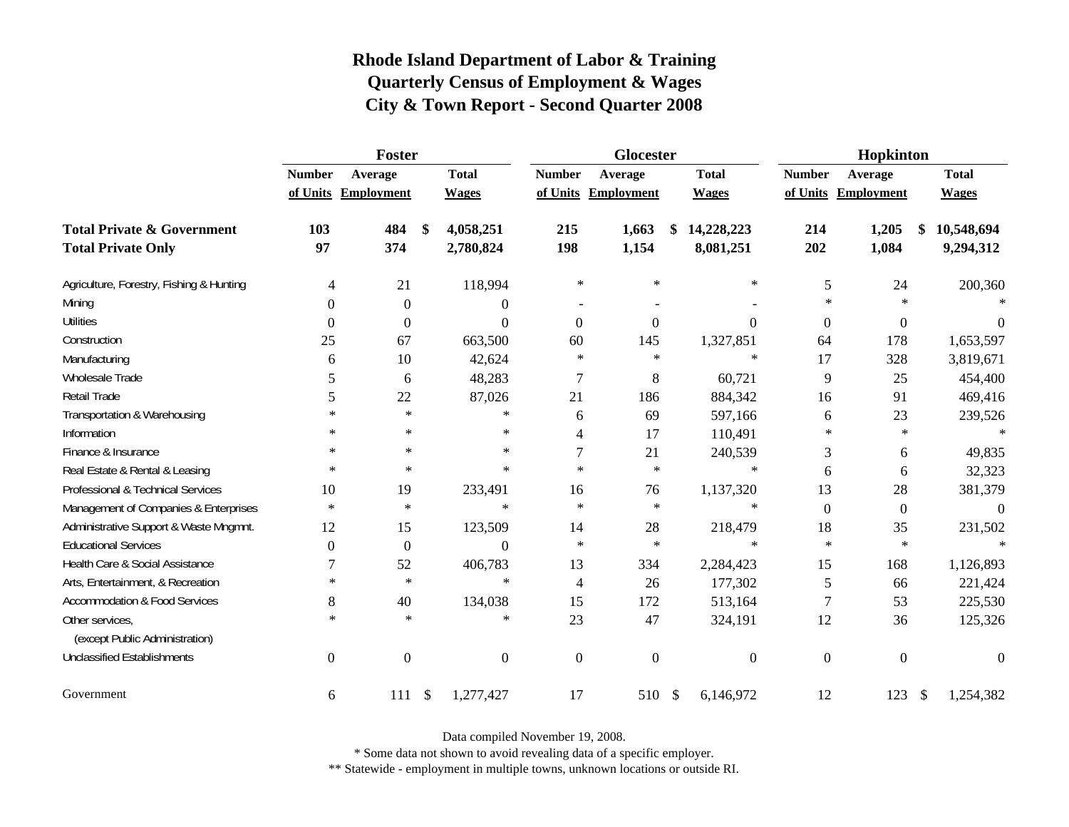# Rhode Island Department of Labor & Training
## Quarterly Census of Employment & Wages
## City & Town Report - Second Quarter 2008

| | Foster | | | Glocester | | | Hopkinton | | |
|---|---|---|---|---|---|---|---|---|---|
| | Number of Units | Average Employment | Total Wages | Number of Units | Average Employment | Total Wages | Number of Units | Average Employment | Total Wages |
| **Total Private & Government** | **103** | **484** | **$ 4,058,251** | **215** | **1,663** | **$ 14,228,223** | **214** | **1,205** | **$ 10,548,694** |
| **Total Private Only** | **97** | **374** | **2,780,824** | **198** | **1,154** | **8,081,251** | **202** | **1,084** | **9,294,312** |
| Agriculture, Forestry, Fishing & Hunting | 4 | 21 | 118,994 | * | * | * | 5 | 24 | 200,360 |
| Mining | 0 | 0 | 0 | - | - | - | * | * | * |
| Utilities | 0 | 0 | 0 | 0 | 0 | 0 | 0 | 0 | 0 |
| Construction | 25 | 67 | 663,500 | 60 | 145 | 1,327,851 | 64 | 178 | 1,653,597 |
| Manufacturing | 6 | 10 | 42,624 | * | * | * | 17 | 328 | 3,819,671 |
| Wholesale Trade | 5 | 6 | 48,283 | 7 | 8 | 60,721 | 9 | 25 | 454,400 |
| Retail Trade | 5 | 22 | 87,026 | 21 | 186 | 884,342 | 16 | 91 | 469,416 |
| Transportation & Warehousing | * | * | * | 6 | 69 | 597,166 | 6 | 23 | 239,526 |
| Information | * | * | * | 4 | 17 | 110,491 | * | * | * |
| Finance & Insurance | * | * | * | 7 | 21 | 240,539 | 3 | 6 | 49,835 |
| Real Estate & Rental & Leasing | * | * | * | * | * | * | 6 | 6 | 32,323 |
| Professional & Technical Services | 10 | 19 | 233,491 | 16 | 76 | 1,137,320 | 13 | 28 | 381,379 |
| Management of Companies & Enterprises | * | * | * | * | * | * | 0 | 0 | 0 |
| Administrative Support & Waste Mngmnt. | 12 | 15 | 123,509 | 14 | 28 | 218,479 | 18 | 35 | 231,502 |
| Educational Services | 0 | 0 | 0 | * | * | * | * | * | * |
| Health Care & Social Assistance | 7 | 52 | 406,783 | 13 | 334 | 2,284,423 | 15 | 168 | 1,126,893 |
| Arts, Entertainment, & Recreation | * | * | * | 4 | 26 | 177,302 | 5 | 66 | 221,424 |
| Accommodation & Food Services | 8 | 40 | 134,038 | 15 | 172 | 513,164 | 7 | 53 | 225,530 |
| Other services, (except Public Administration) | * | * | * | 23 | 47 | 324,191 | 12 | 36 | 125,326 |
| Unclassified Establishments | 0 | 0 | 0 | 0 | 0 | 0 | 0 | 0 | 0 |
| Government | 6 | 111 | $ 1,277,427 | 17 | 510 | $ 6,146,972 | 12 | 123 | $ 1,254,382 |

Data compiled November 19, 2008.

* Some data not shown to avoid revealing data of a specific employer.

** Statewide - employment in multiple towns, unknown locations or outside RI.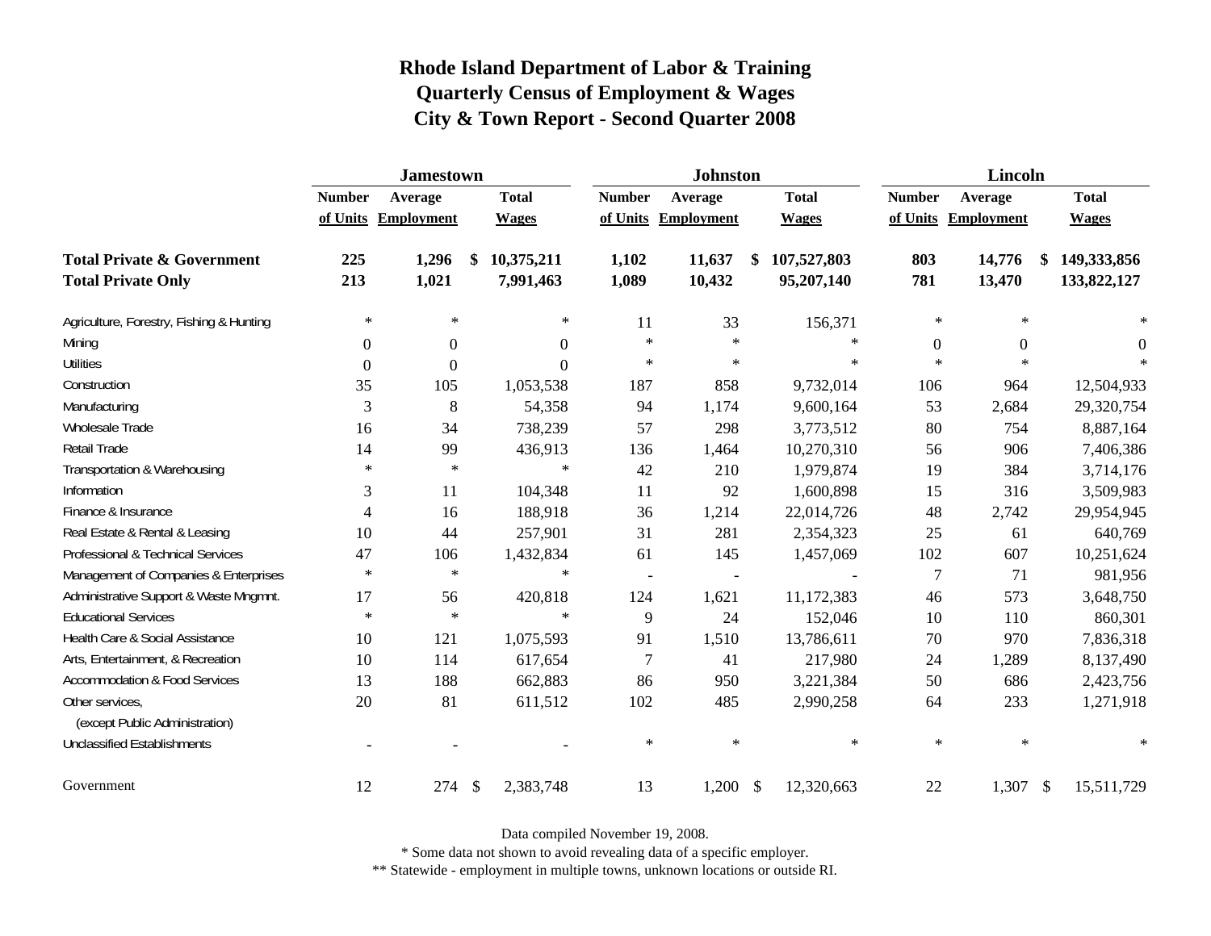# Rhode Island Department of Labor & Training
## Quarterly Census of Employment & Wages
## City & Town Report - Second Quarter 2008

| | Jamestown | | | Johnston | | | Lincoln | | |
|---|---|---|---|---|---|---|---|---|---|
| | Number of Units | Average Employment | Total Wages | Number of Units | Average Employment | Total Wages | Number of Units | Average Employment | Total Wages |
| **Total Private & Government** | **225** | **1,296** | **$ 10,375,211** | **1,102** | **11,637** | **$ 107,527,803** | **803** | **14,776** | **$ 149,333,856** |
| **Total Private Only** | **213** | **1,021** | **7,991,463** | **1,089** | **10,432** | **95,207,140** | **781** | **13,470** | **133,822,127** |
| Agriculture, Forestry, Fishing & Hunting | * | * | * | 11 | 33 | 156,371 | * | * | * |
| Mining | 0 | 0 | 0 | * | * | * | 0 | 0 | 0 |
| Utilities | 0 | 0 | 0 | * | * | * | * | * | * |
| Construction | 35 | 105 | 1,053,538 | 187 | 858 | 9,732,014 | 106 | 964 | 12,504,933 |
| Manufacturing | 3 | 8 | 54,358 | 94 | 1,174 | 9,600,164 | 53 | 2,684 | 29,320,754 |
| Wholesale Trade | 16 | 34 | 738,239 | 57 | 298 | 3,773,512 | 80 | 754 | 8,887,164 |
| Retail Trade | 14 | 99 | 436,913 | 136 | 1,464 | 10,270,310 | 56 | 906 | 7,406,386 |
| Transportation & Warehousing | * | * | * | 42 | 210 | 1,979,874 | 19 | 384 | 3,714,176 |
| Information | 3 | 11 | 104,348 | 11 | 92 | 1,600,898 | 15 | 316 | 3,509,983 |
| Finance & Insurance | 4 | 16 | 188,918 | 36 | 1,214 | 22,014,726 | 48 | 2,742 | 29,954,945 |
| Real Estate & Rental & Leasing | 10 | 44 | 257,901 | 31 | 281 | 2,354,323 | 25 | 61 | 640,769 |
| Professional & Technical Services | 47 | 106 | 1,432,834 | 61 | 145 | 1,457,069 | 102 | 607 | 10,251,624 |
| Management of Companies & Enterprises | * | * | * | - | - | - | 7 | 71 | 981,956 |
| Administrative Support & Waste Mngmnt. | 17 | 56 | 420,818 | 124 | 1,621 | 11,172,383 | 46 | 573 | 3,648,750 |
| Educational Services | * | * | * | 9 | 24 | 152,046 | 10 | 110 | 860,301 |
| Health Care & Social Assistance | 10 | 121 | 1,075,593 | 91 | 1,510 | 13,786,611 | 70 | 970 | 7,836,318 |
| Arts, Entertainment, & Recreation | 10 | 114 | 617,654 | 7 | 41 | 217,980 | 24 | 1,289 | 8,137,490 |
| Accommodation & Food Services | 13 | 188 | 662,883 | 86 | 950 | 3,221,384 | 50 | 686 | 2,423,756 |
| Other services, (except Public Administration) | 20 | 81 | 611,512 | 102 | 485 | 2,990,258 | 64 | 233 | 1,271,918 |
| Unclassified Establishments | - | - | - | * | * | * | * | * | * |
| Government | 12 | 274 | $ 2,383,748 | 13 | 1,200 | $ 12,320,663 | 22 | 1,307 | $ 15,511,729 |

Data compiled November 19, 2008.

* Some data not shown to avoid revealing data of a specific employer.

** Statewide - employment in multiple towns, unknown locations or outside RI.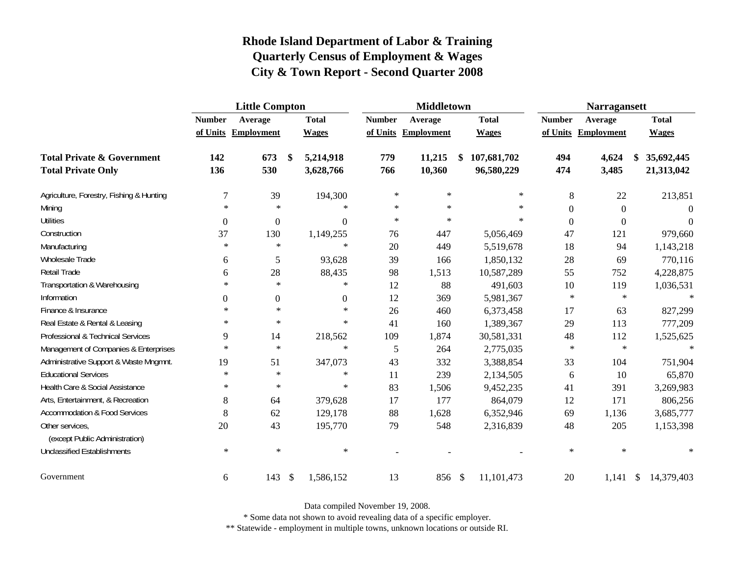# Rhode Island Department of Labor & Training
## Quarterly Census of Employment & Wages
## City & Town Report - Second Quarter 2008

| | Little Compton | | | Middletown | | | Narragansett | | |
|---|---|---|---|---|---|---|---|---|---|
| | Number of Units | Average Employment | Total Wages | Number of Units | Average Employment | Total Wages | Number of Units | Average Employment | Total Wages |
| **Total Private & Government** | **142** | **673** | **$ 5,214,918** | **779** | **11,215** | **$ 107,681,702** | **494** | **4,624** | **$ 35,692,445** |
| **Total Private Only** | **136** | **530** | **3,628,766** | **766** | **10,360** | **96,580,229** | **474** | **3,485** | **21,313,042** |
| Agriculture, Forestry, Fishing & Hunting | 7 | 39 | 194,300 | * | * | * | 8 | 22 | 213,851 |
| Mining | * | * | * | * | * | * | 0 | 0 | 0 |
| Utilities | 0 | 0 | 0 | * | * | * | 0 | 0 | 0 |
| Construction | 37 | 130 | 1,149,255 | 76 | 447 | 5,056,469 | 47 | 121 | 979,660 |
| Manufacturing | * | * | * | 20 | 449 | 5,519,678 | 18 | 94 | 1,143,218 |
| Wholesale Trade | 6 | 5 | 93,628 | 39 | 166 | 1,850,132 | 28 | 69 | 770,116 |
| Retail Trade | 6 | 28 | 88,435 | 98 | 1,513 | 10,587,289 | 55 | 752 | 4,228,875 |
| Transportation & Warehousing | * | * | * | 12 | 88 | 491,603 | 10 | 119 | 1,036,531 |
| Information | 0 | 0 | 0 | 12 | 369 | 5,981,367 | * | * | * |
| Finance & Insurance | * | * | * | 26 | 460 | 6,373,458 | 17 | 63 | 827,299 |
| Real Estate & Rental & Leasing | * | * | * | 41 | 160 | 1,389,367 | 29 | 113 | 777,209 |
| Professional & Technical Services | 9 | 14 | 218,562 | 109 | 1,874 | 30,581,331 | 48 | 112 | 1,525,625 |
| Management of Companies & Enterprises | * | * | * | 5 | 264 | 2,775,035 | * | * | * |
| Administrative Support & Waste Mngmnt. | 19 | 51 | 347,073 | 43 | 332 | 3,388,854 | 33 | 104 | 751,904 |
| Educational Services | * | * | * | 11 | 239 | 2,134,505 | 6 | 10 | 65,870 |
| Health Care & Social Assistance | * | * | * | 83 | 1,506 | 9,452,235 | 41 | 391 | 3,269,983 |
| Arts, Entertainment, & Recreation | 8 | 64 | 379,628 | 17 | 177 | 864,079 | 12 | 171 | 806,256 |
| Accommodation & Food Services | 8 | 62 | 129,178 | 88 | 1,628 | 6,352,946 | 69 | 1,136 | 3,685,777 |
| Other services, (except Public Administration) | 20 | 43 | 195,770 | 79 | 548 | 2,316,839 | 48 | 205 | 1,153,398 |
| Unclassified Establishments | * | * | * | - | - | - | * | * | * |
| Government | 6 | 143 | $ 1,586,152 | 13 | 856 | $ 11,101,473 | 20 | 1,141 | $ 14,379,403 |

Data compiled November 19, 2008.

* Some data not shown to avoid revealing data of a specific employer.

** Statewide - employment in multiple towns, unknown locations or outside RI.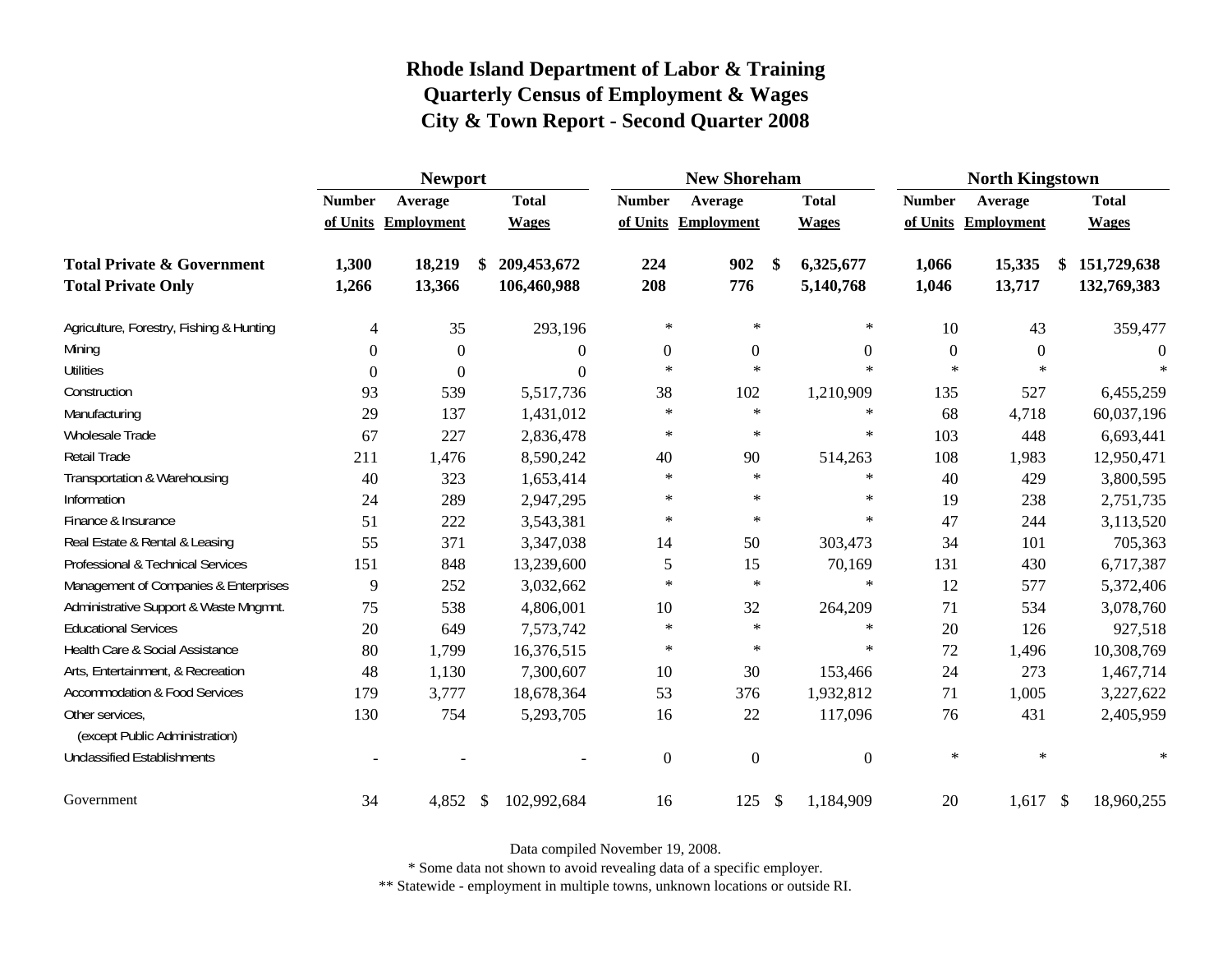# Rhode Island Department of Labor & Training
## Quarterly Census of Employment & Wages
## City & Town Report - Second Quarter 2008

| | Newport | | | New Shoreham | | | North Kingstown | | |
|---|---|---|---|---|---|---|---|---|---|
| | Number of Units | Average Employment | Total Wages | Number of Units | Average Employment | Total Wages | Number of Units | Average Employment | Total Wages |
| **Total Private & Government** | **1,300** | **18,219** | **$ 209,453,672** | **224** | **902** | **$ 6,325,677** | **1,066** | **15,335** | **$ 151,729,638** |
| **Total Private Only** | **1,266** | **13,366** | **106,460,988** | **208** | **776** | **5,140,768** | **1,046** | **13,717** | **132,769,383** |
| Agriculture, Forestry, Fishing & Hunting | 4 | 35 | 293,196 | * | * | * | 10 | 43 | 359,477 |
| Mining | 0 | 0 | 0 | 0 | 0 | 0 | 0 | 0 | 0 |
| Utilities | 0 | 0 | 0 | * | * | * | * | * | * |
| Construction | 93 | 539 | 5,517,736 | 38 | 102 | 1,210,909 | 135 | 527 | 6,455,259 |
| Manufacturing | 29 | 137 | 1,431,012 | * | * | * | 68 | 4,718 | 60,037,196 |
| Wholesale Trade | 67 | 227 | 2,836,478 | * | * | * | 103 | 448 | 6,693,441 |
| Retail Trade | 211 | 1,476 | 8,590,242 | 40 | 90 | 514,263 | 108 | 1,983 | 12,950,471 |
| Transportation & Warehousing | 40 | 323 | 1,653,414 | * | * | * | 40 | 429 | 3,800,595 |
| Information | 24 | 289 | 2,947,295 | * | * | * | 19 | 238 | 2,751,735 |
| Finance & Insurance | 51 | 222 | 3,543,381 | * | * | * | 47 | 244 | 3,113,520 |
| Real Estate & Rental & Leasing | 55 | 371 | 3,347,038 | 14 | 50 | 303,473 | 34 | 101 | 705,363 |
| Professional & Technical Services | 151 | 848 | 13,239,600 | 5 | 15 | 70,169 | 131 | 430 | 6,717,387 |
| Management of Companies & Enterprises | 9 | 252 | 3,032,662 | * | * | * | 12 | 577 | 5,372,406 |
| Administrative Support & Waste Mngmnt. | 75 | 538 | 4,806,001 | 10 | 32 | 264,209 | 71 | 534 | 3,078,760 |
| Educational Services | 20 | 649 | 7,573,742 | * | * | * | 20 | 126 | 927,518 |
| Health Care & Social Assistance | 80 | 1,799 | 16,376,515 | * | * | * | 72 | 1,496 | 10,308,769 |
| Arts, Entertainment, & Recreation | 48 | 1,130 | 7,300,607 | 10 | 30 | 153,466 | 24 | 273 | 1,467,714 |
| Accommodation & Food Services | 179 | 3,777 | 18,678,364 | 53 | 376 | 1,932,812 | 71 | 1,005 | 3,227,622 |
| Other services, (except Public Administration) | 130 | 754 | 5,293,705 | 16 | 22 | 117,096 | 76 | 431 | 2,405,959 |
| Unclassified Establishments | - | - | - | 0 | 0 | 0 | * | * | * |
| Government | 34 | 4,852 | $ 102,992,684 | 16 | 125 | $ 1,184,909 | 20 | 1,617 | $ 18,960,255 |

Data compiled November 19, 2008.

* Some data not shown to avoid revealing data of a specific employer.

** Statewide - employment in multiple towns, unknown locations or outside RI.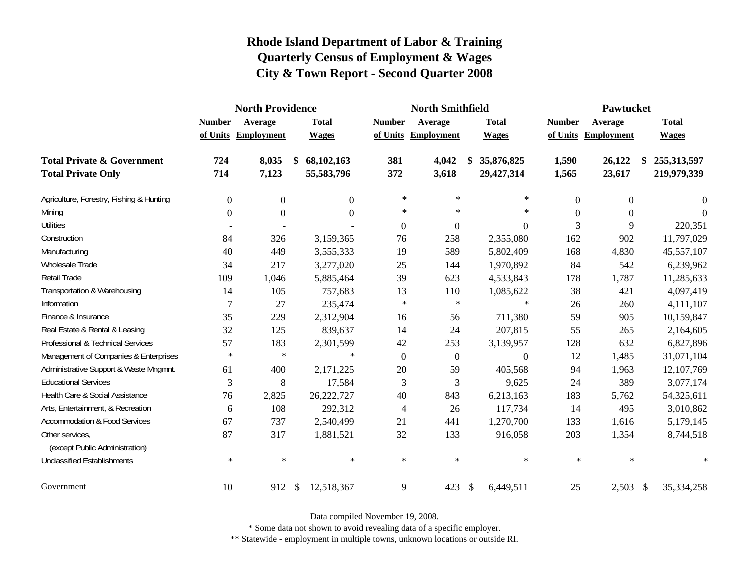# Rhode Island Department of Labor & Training
## Quarterly Census of Employment & Wages
## City & Town Report - Second Quarter 2008

| | North Providence | | | North Smithfield | | | Pawtucket | | |
|---|---|---|---|---|---|---|---|---|---|
| | Number of Units | Average Employment | Total Wages | Number of Units | Average Employment | Total Wages | Number of Units | Average Employment | Total Wages |
| **Total Private & Government** | **724** | **8,035** | **$ 68,102,163** | **381** | **4,042** | **$ 35,876,825** | **1,590** | **26,122** | **$ 255,313,597** |
| **Total Private Only** | **714** | **7,123** | **55,583,796** | **372** | **3,618** | **29,427,314** | **1,565** | **23,617** | **219,979,339** |
| Agriculture, Forestry, Fishing & Hunting | 0 | 0 | 0 | * | * | * | 0 | 0 | 0 |
| Mining | 0 | 0 | 0 | * | * | * | 0 | 0 | 0 |
| Utilities | - | - | - | 0 | 0 | 0 | 3 | 9 | 220,351 |
| Construction | 84 | 326 | 3,159,365 | 76 | 258 | 2,355,080 | 162 | 902 | 11,797,029 |
| Manufacturing | 40 | 449 | 3,555,333 | 19 | 589 | 5,802,409 | 168 | 4,830 | 45,557,107 |
| Wholesale Trade | 34 | 217 | 3,277,020 | 25 | 144 | 1,970,892 | 84 | 542 | 6,239,962 |
| Retail Trade | 109 | 1,046 | 5,885,464 | 39 | 623 | 4,533,843 | 178 | 1,787 | 11,285,633 |
| Transportation & Warehousing | 14 | 105 | 757,683 | 13 | 110 | 1,085,622 | 38 | 421 | 4,097,419 |
| Information | 7 | 27 | 235,474 | * | * | * | 26 | 260 | 4,111,107 |
| Finance & Insurance | 35 | 229 | 2,312,904 | 16 | 56 | 711,380 | 59 | 905 | 10,159,847 |
| Real Estate & Rental & Leasing | 32 | 125 | 839,637 | 14 | 24 | 207,815 | 55 | 265 | 2,164,605 |
| Professional & Technical Services | 57 | 183 | 2,301,599 | 42 | 253 | 3,139,957 | 128 | 632 | 6,827,896 |
| Management of Companies & Enterprises | * | * | * | 0 | 0 | 0 | 12 | 1,485 | 31,071,104 |
| Administrative Support & Waste Mngmnt. | 61 | 400 | 2,171,225 | 20 | 59 | 405,568 | 94 | 1,963 | 12,107,769 |
| Educational Services | 3 | 8 | 17,584 | 3 | 3 | 9,625 | 24 | 389 | 3,077,174 |
| Health Care & Social Assistance | 76 | 2,825 | 26,222,727 | 40 | 843 | 6,213,163 | 183 | 5,762 | 54,325,611 |
| Arts, Entertainment, & Recreation | 6 | 108 | 292,312 | 4 | 26 | 117,734 | 14 | 495 | 3,010,862 |
| Accommodation & Food Services | 67 | 737 | 2,540,499 | 21 | 441 | 1,270,700 | 133 | 1,616 | 5,179,145 |
| Other services, (except Public Administration) | 87 | 317 | 1,881,521 | 32 | 133 | 916,058 | 203 | 1,354 | 8,744,518 |
| Unclassified Establishments | * | * | * | * | * | * | * | * | * |
| Government | 10 | 912 | $ 12,518,367 | 9 | 423 | $ 6,449,511 | 25 | 2,503 | $ 35,334,258 |

Data compiled November 19, 2008.

* Some data not shown to avoid revealing data of a specific employer.

** Statewide - employment in multiple towns, unknown locations or outside RI.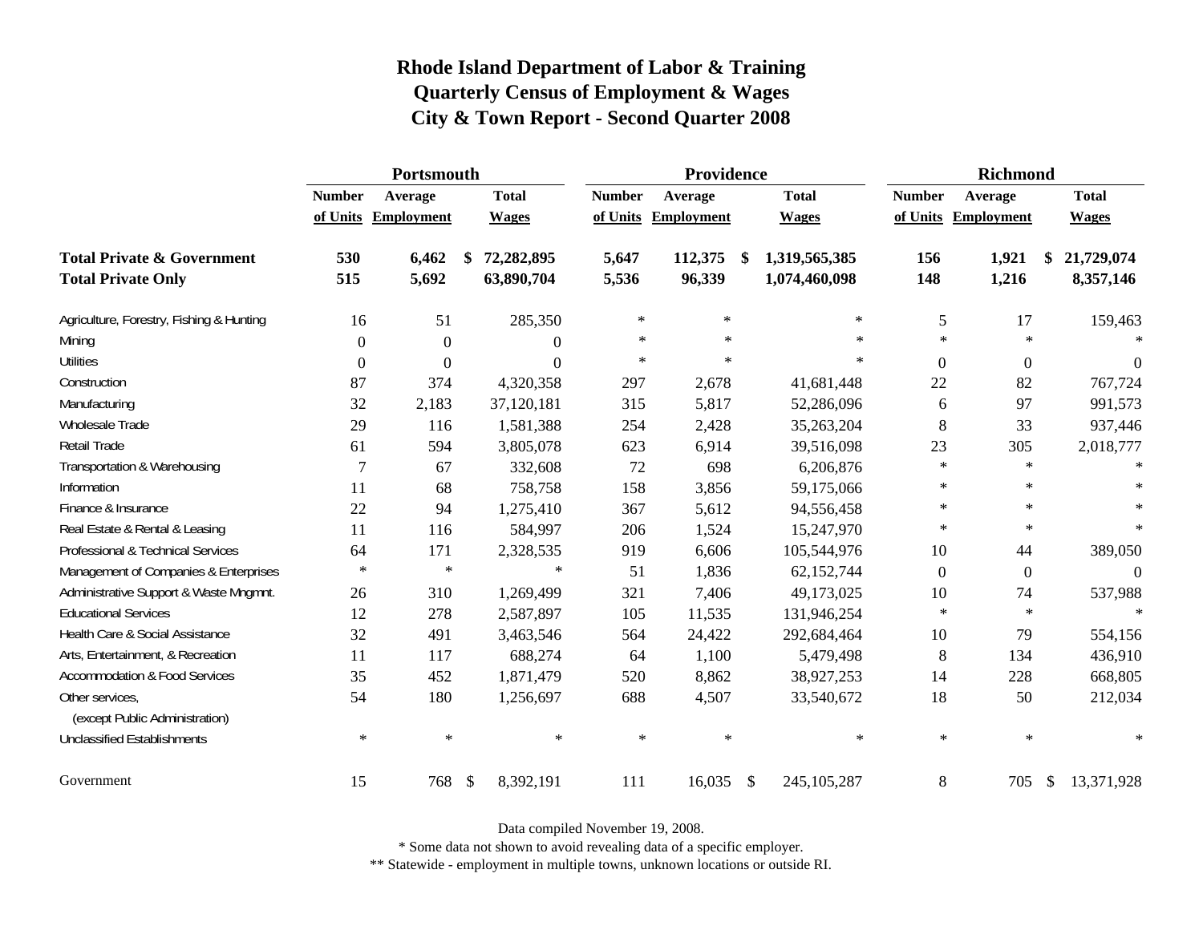# Rhode Island Department of Labor & Training
## Quarterly Census of Employment & Wages
## City & Town Report - Second Quarter 2008

| | Portsmouth | | | Providence | | | Richmond | | |
|---|---|---|---|---|---|---|---|---|---|
| | Number of Units | Average Employment | Total Wages | Number of Units | Average Employment | Total Wages | Number of Units | Average Employment | Total Wages |
| **Total Private & Government** | **530** | **6,462** | **$ 72,282,895** | **5,647** | **112,375** | **$ 1,319,565,385** | **156** | **1,921** | **$ 21,729,074** |
| **Total Private Only** | **515** | **5,692** | **63,890,704** | **5,536** | **96,339** | **1,074,460,098** | **148** | **1,216** | **8,357,146** |
| Agriculture, Forestry, Fishing & Hunting | 16 | 51 | 285,350 | * | * | * | 5 | 17 | 159,463 |
| Mining | 0 | 0 | 0 | * | * | * | * | * | * |
| Utilities | 0 | 0 | 0 | * | * | * | 0 | 0 | 0 |
| Construction | 87 | 374 | 4,320,358 | 297 | 2,678 | 41,681,448 | 22 | 82 | 767,724 |
| Manufacturing | 32 | 2,183 | 37,120,181 | 315 | 5,817 | 52,286,096 | 6 | 97 | 991,573 |
| Wholesale Trade | 29 | 116 | 1,581,388 | 254 | 2,428 | 35,263,204 | 8 | 33 | 937,446 |
| Retail Trade | 61 | 594 | 3,805,078 | 623 | 6,914 | 39,516,098 | 23 | 305 | 2,018,777 |
| Transportation & Warehousing | 7 | 67 | 332,608 | 72 | 698 | 6,206,876 | * | * | * |
| Information | 11 | 68 | 758,758 | 158 | 3,856 | 59,175,066 | * | * | * |
| Finance & Insurance | 22 | 94 | 1,275,410 | 367 | 5,612 | 94,556,458 | * | * | * |
| Real Estate & Rental & Leasing | 11 | 116 | 584,997 | 206 | 1,524 | 15,247,970 | * | * | * |
| Professional & Technical Services | 64 | 171 | 2,328,535 | 919 | 6,606 | 105,544,976 | 10 | 44 | 389,050 |
| Management of Companies & Enterprises | * | * | * | 51 | 1,836 | 62,152,744 | 0 | 0 | 0 |
| Administrative Support & Waste Mngmnt. | 26 | 310 | 1,269,499 | 321 | 7,406 | 49,173,025 | 10 | 74 | 537,988 |
| Educational Services | 12 | 278 | 2,587,897 | 105 | 11,535 | 131,946,254 | * | * | * |
| Health Care & Social Assistance | 32 | 491 | 3,463,546 | 564 | 24,422 | 292,684,464 | 10 | 79 | 554,156 |
| Arts, Entertainment, & Recreation | 11 | 117 | 688,274 | 64 | 1,100 | 5,479,498 | 8 | 134 | 436,910 |
| Accommodation & Food Services | 35 | 452 | 1,871,479 | 520 | 8,862 | 38,927,253 | 14 | 228 | 668,805 |
| Other services, (except Public Administration) | 54 | 180 | 1,256,697 | 688 | 4,507 | 33,540,672 | 18 | 50 | 212,034 |
| Unclassified Establishments | * | * | * | * | * | * | * | * | * |
| Government | 15 | 768 | $ 8,392,191 | 111 | 16,035 | $ 245,105,287 | 8 | 705 | $ 13,371,928 |

Data compiled November 19, 2008.

* Some data not shown to avoid revealing data of a specific employer.

** Statewide - employment in multiple towns, unknown locations or outside RI.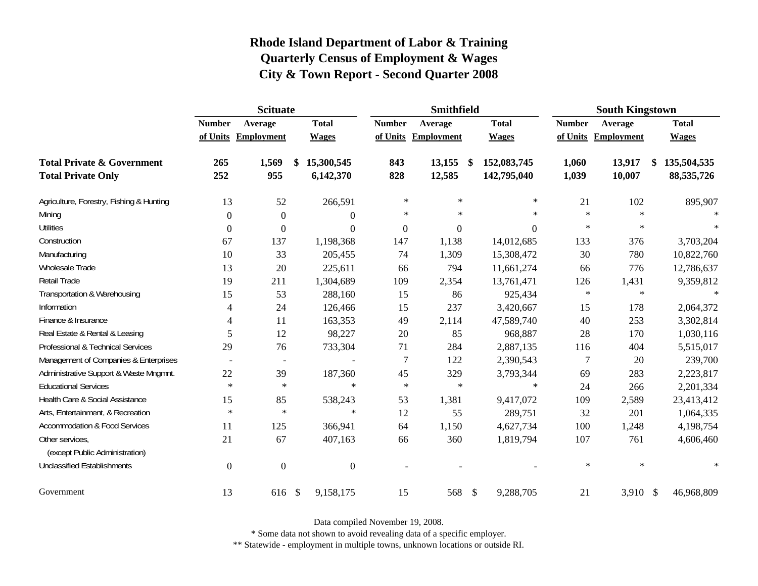# Rhode Island Department of Labor & Training
## Quarterly Census of Employment & Wages
## City & Town Report - Second Quarter 2008

| | Scituate | | | Smithfield | | | South Kingstown | | |
|---|---|---|---|---|---|---|---|---|---|
| | Number of Units | Average Employment | Total Wages | Number of Units | Average Employment | Total Wages | Number of Units | Average Employment | Total Wages |
| **Total Private & Government** | **265** | **1,569** | **$ 15,300,545** | **843** | **13,155** | **$ 152,083,745** | **1,060** | **13,917** | **$ 135,504,535** |
| **Total Private Only** | **252** | **955** | **6,142,370** | **828** | **12,585** | **142,795,040** | **1,039** | **10,007** | **88,535,726** |
| Agriculture, Forestry, Fishing & Hunting | 13 | 52 | 266,591 | * | * | * | 21 | 102 | 895,907 |
| Mining | 0 | 0 | 0 | * | * | * | * | * | * |
| Utilities | 0 | 0 | 0 | 0 | 0 | 0 | * | * | * |
| Construction | 67 | 137 | 1,198,368 | 147 | 1,138 | 14,012,685 | 133 | 376 | 3,703,204 |
| Manufacturing | 10 | 33 | 205,455 | 74 | 1,309 | 15,308,472 | 30 | 780 | 10,822,760 |
| Wholesale Trade | 13 | 20 | 225,611 | 66 | 794 | 11,661,274 | 66 | 776 | 12,786,637 |
| Retail Trade | 19 | 211 | 1,304,689 | 109 | 2,354 | 13,761,471 | 126 | 1,431 | 9,359,812 |
| Transportation & Warehousing | 15 | 53 | 288,160 | 15 | 86 | 925,434 | * | * | * |
| Information | 4 | 24 | 126,466 | 15 | 237 | 3,420,667 | 15 | 178 | 2,064,372 |
| Finance & Insurance | 4 | 11 | 163,353 | 49 | 2,114 | 47,589,740 | 40 | 253 | 3,302,814 |
| Real Estate & Rental & Leasing | 5 | 12 | 98,227 | 20 | 85 | 968,887 | 28 | 170 | 1,030,116 |
| Professional & Technical Services | 29 | 76 | 733,304 | 71 | 284 | 2,887,135 | 116 | 404 | 5,515,017 |
| Management of Companies & Enterprises | - | - | - | 7 | 122 | 2,390,543 | 7 | 20 | 239,700 |
| Administrative Support & Waste Mngmnt. | 22 | 39 | 187,360 | 45 | 329 | 3,793,344 | 69 | 283 | 2,223,817 |
| Educational Services | * | * | * | * | * | * | 24 | 266 | 2,201,334 |
| Health Care & Social Assistance | 15 | 85 | 538,243 | 53 | 1,381 | 9,417,072 | 109 | 2,589 | 23,413,412 |
| Arts, Entertainment, & Recreation | * | * | * | 12 | 55 | 289,751 | 32 | 201 | 1,064,335 |
| Accommodation & Food Services | 11 | 125 | 366,941 | 64 | 1,150 | 4,627,734 | 100 | 1,248 | 4,198,754 |
| Other services, (except Public Administration) | 21 | 67 | 407,163 | 66 | 360 | 1,819,794 | 107 | 761 | 4,606,460 |
| Unclassified Establishments | 0 | 0 | 0 | - | - | - | * | * | * |
| Government | 13 | 616 | $ 9,158,175 | 15 | 568 | $ 9,288,705 | 21 | 3,910 | $ 46,968,809 |

Data compiled November 19, 2008.

* Some data not shown to avoid revealing data of a specific employer.

** Statewide - employment in multiple towns, unknown locations or outside RI.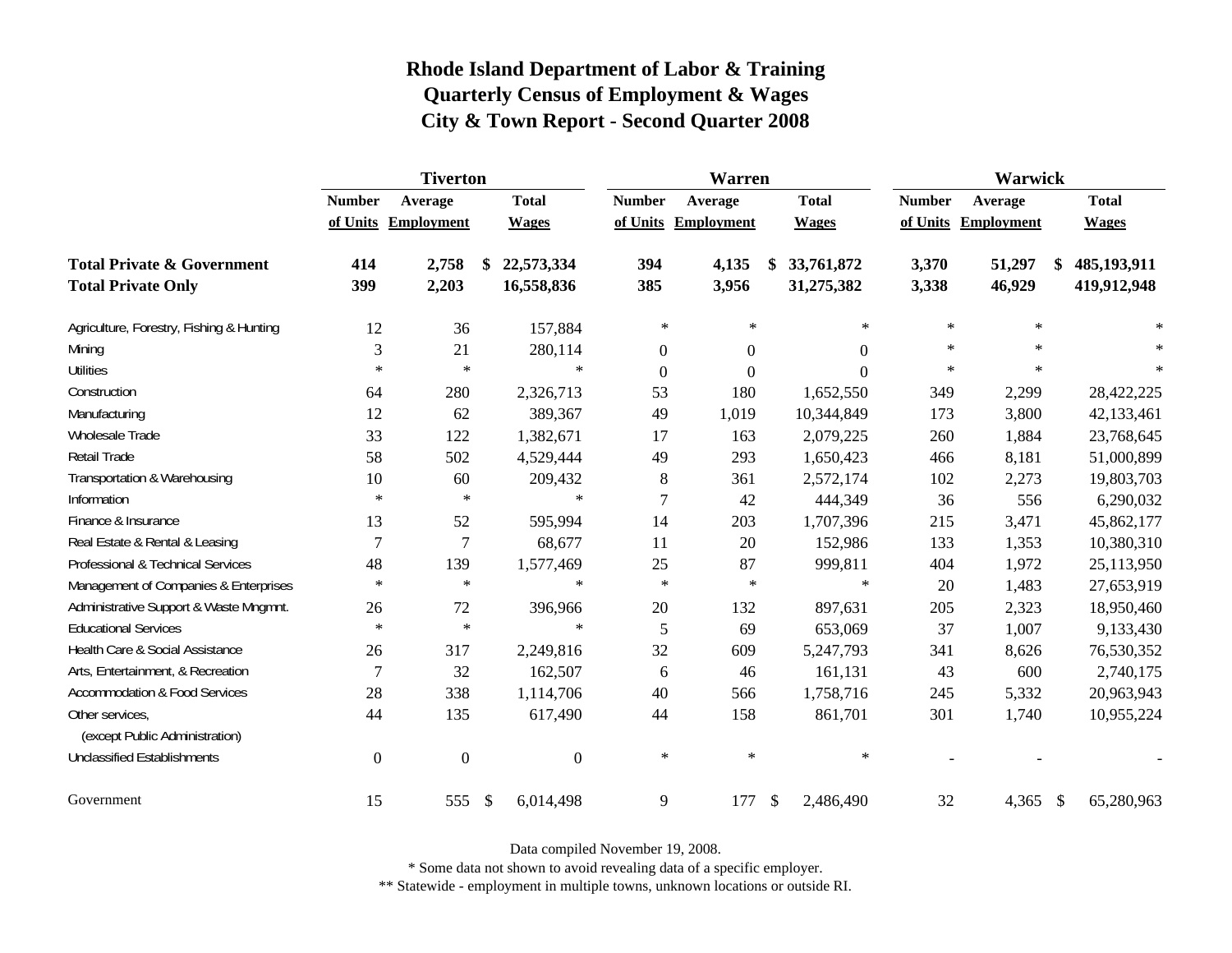# Rhode Island Department of Labor & Training
## Quarterly Census of Employment & Wages
## City & Town Report - Second Quarter 2008

| | Tiverton | | | Warren | | | Warwick | | |
|---|---|---|---|---|---|---|---|---|---|
| | Number of Units | Average Employment | Total Wages | Number of Units | Average Employment | Total Wages | Number of Units | Average Employment | Total Wages |
| **Total Private & Government** | **414** | **2,758** | **$ 22,573,334** | **394** | **4,135** | **$ 33,761,872** | **3,370** | **51,297** | **$ 485,193,911** |
| **Total Private Only** | **399** | **2,203** | **16,558,836** | **385** | **3,956** | **31,275,382** | **3,338** | **46,929** | **419,912,948** |
| Agriculture, Forestry, Fishing & Hunting | 12 | 36 | 157,884 | * | * | * | * | * | * |
| Mining | 3 | 21 | 280,114 | 0 | 0 | 0 | * | * | * |
| Utilities | * | * | * | 0 | 0 | 0 | * | * | * |
| Construction | 64 | 280 | 2,326,713 | 53 | 180 | 1,652,550 | 349 | 2,299 | 28,422,225 |
| Manufacturing | 12 | 62 | 389,367 | 49 | 1,019 | 10,344,849 | 173 | 3,800 | 42,133,461 |
| Wholesale Trade | 33 | 122 | 1,382,671 | 17 | 163 | 2,079,225 | 260 | 1,884 | 23,768,645 |
| Retail Trade | 58 | 502 | 4,529,444 | 49 | 293 | 1,650,423 | 466 | 8,181 | 51,000,899 |
| Transportation & Warehousing | 10 | 60 | 209,432 | 8 | 361 | 2,572,174 | 102 | 2,273 | 19,803,703 |
| Information | * | * | * | 7 | 42 | 444,349 | 36 | 556 | 6,290,032 |
| Finance & Insurance | 13 | 52 | 595,994 | 14 | 203 | 1,707,396 | 215 | 3,471 | 45,862,177 |
| Real Estate & Rental & Leasing | 7 | 7 | 68,677 | 11 | 20 | 152,986 | 133 | 1,353 | 10,380,310 |
| Professional & Technical Services | 48 | 139 | 1,577,469 | 25 | 87 | 999,811 | 404 | 1,972 | 25,113,950 |
| Management of Companies & Enterprises | * | * | * | * | * | * | 20 | 1,483 | 27,653,919 |
| Administrative Support & Waste Mngmnt. | 26 | 72 | 396,966 | 20 | 132 | 897,631 | 205 | 2,323 | 18,950,460 |
| Educational Services | * | * | * | 5 | 69 | 653,069 | 37 | 1,007 | 9,133,430 |
| Health Care & Social Assistance | 26 | 317 | 2,249,816 | 32 | 609 | 5,247,793 | 341 | 8,626 | 76,530,352 |
| Arts, Entertainment, & Recreation | 7 | 32 | 162,507 | 6 | 46 | 161,131 | 43 | 600 | 2,740,175 |
| Accommodation & Food Services | 28 | 338 | 1,114,706 | 40 | 566 | 1,758,716 | 245 | 5,332 | 20,963,943 |
| Other services, (except Public Administration) | 44 | 135 | 617,490 | 44 | 158 | 861,701 | 301 | 1,740 | 10,955,224 |
| Unclassified Establishments | 0 | 0 | 0 | * | * | * | - | - | - |
| Government | 15 | 555 | $ 6,014,498 | 9 | 177 | $ 2,486,490 | 32 | 4,365 | $ 65,280,963 |

Data compiled November 19, 2008.

* Some data not shown to avoid revealing data of a specific employer.

** Statewide - employment in multiple towns, unknown locations or outside RI.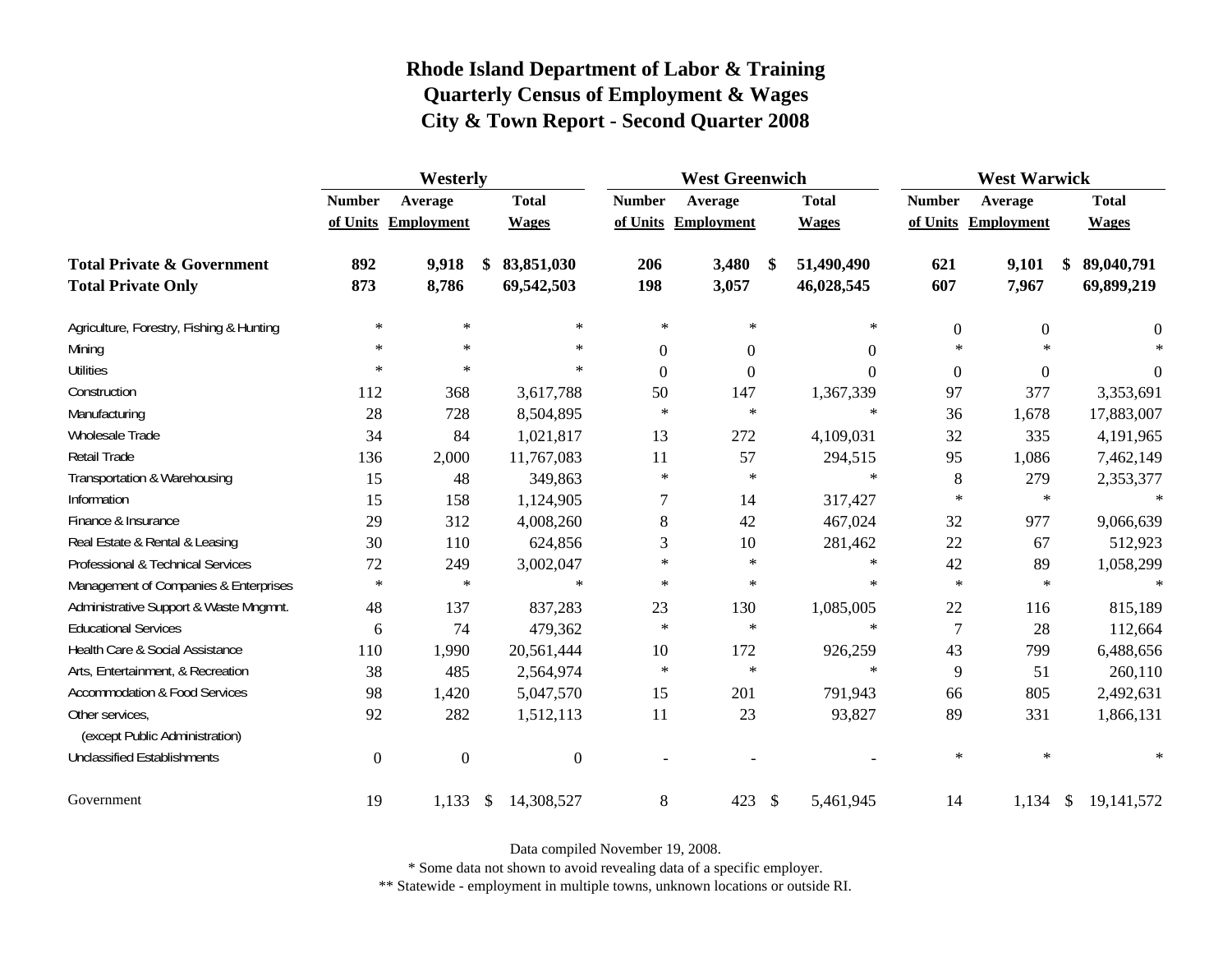# Rhode Island Department of Labor & Training
## Quarterly Census of Employment & Wages
## City & Town Report - Second Quarter 2008

| | Westerly | | | West Greenwich | | | West Warwick | | |
|---|---|---|---|---|---|---|---|---|---|
| | Number of Units | Average Employment | Total Wages | Number of Units | Average Employment | Total Wages | Number of Units | Average Employment | Total Wages |
| **Total Private & Government** | **892** | **9,918** | **$ 83,851,030** | **206** | **3,480** | **$ 51,490,490** | **621** | **9,101** | **$ 89,040,791** |
| **Total Private Only** | **873** | **8,786** | **69,542,503** | **198** | **3,057** | **46,028,545** | **607** | **7,967** | **69,899,219** |
| Agriculture, Forestry, Fishing & Hunting | * | * | * | * | * | * | 0 | 0 | 0 |
| Mining | * | * | * | 0 | 0 | 0 | * | * | * |
| Utilities | * | * | * | 0 | 0 | 0 | 0 | 0 | 0 |
| Construction | 112 | 368 | 3,617,788 | 50 | 147 | 1,367,339 | 97 | 377 | 3,353,691 |
| Manufacturing | 28 | 728 | 8,504,895 | * | * | * | 36 | 1,678 | 17,883,007 |
| Wholesale Trade | 34 | 84 | 1,021,817 | 13 | 272 | 4,109,031 | 32 | 335 | 4,191,965 |
| Retail Trade | 136 | 2,000 | 11,767,083 | 11 | 57 | 294,515 | 95 | 1,086 | 7,462,149 |
| Transportation & Warehousing | 15 | 48 | 349,863 | * | * | * | 8 | 279 | 2,353,377 |
| Information | 15 | 158 | 1,124,905 | 7 | 14 | 317,427 | * | * | * |
| Finance & Insurance | 29 | 312 | 4,008,260 | 8 | 42 | 467,024 | 32 | 977 | 9,066,639 |
| Real Estate & Rental & Leasing | 30 | 110 | 624,856 | 3 | 10 | 281,462 | 22 | 67 | 512,923 |
| Professional & Technical Services | 72 | 249 | 3,002,047 | * | * | * | 42 | 89 | 1,058,299 |
| Management of Companies & Enterprises | * | * | * | * | * | * | * | * | * |
| Administrative Support & Waste Mngmnt. | 48 | 137 | 837,283 | 23 | 130 | 1,085,005 | 22 | 116 | 815,189 |
| Educational Services | 6 | 74 | 479,362 | * | * | * | 7 | 28 | 112,664 |
| Health Care & Social Assistance | 110 | 1,990 | 20,561,444 | 10 | 172 | 926,259 | 43 | 799 | 6,488,656 |
| Arts, Entertainment, & Recreation | 38 | 485 | 2,564,974 | * | * | * | 9 | 51 | 260,110 |
| Accommodation & Food Services | 98 | 1,420 | 5,047,570 | 15 | 201 | 791,943 | 66 | 805 | 2,492,631 |
| Other services, (except Public Administration) | 92 | 282 | 1,512,113 | 11 | 23 | 93,827 | 89 | 331 | 1,866,131 |
| Unclassified Establishments | 0 | 0 | 0 | - | - | - | * | * | * |
| Government | 19 | 1,133 | $ 14,308,527 | 8 | 423 | $ 5,461,945 | 14 | 1,134 | $ 19,141,572 |

Data compiled November 19, 2008.

* Some data not shown to avoid revealing data of a specific employer.

** Statewide - employment in multiple towns, unknown locations or outside RI.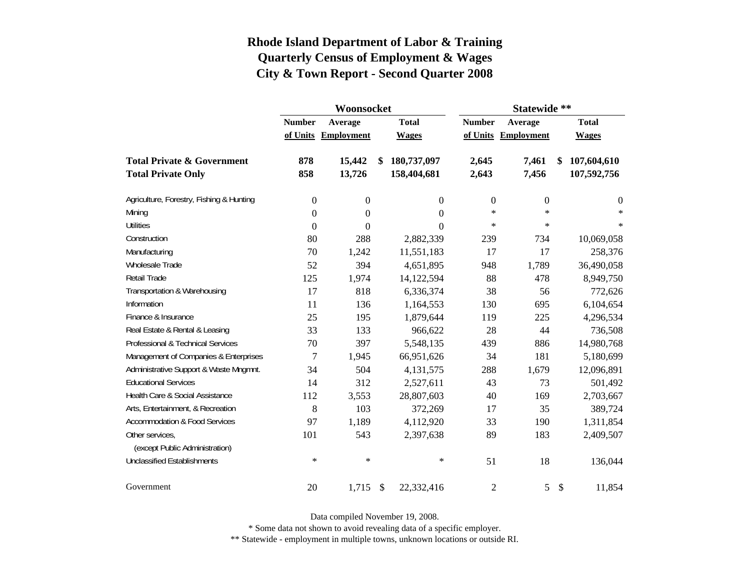# Rhode Island Department of Labor & Training
## Quarterly Census of Employment & Wages
## City & Town Report - Second Quarter 2008

| | Woonsocket | | | Statewide ** | | |
|---|---|---|---|---|---|---|
| | Number of Units | Average Employment | Total Wages | Number of Units | Average Employment | Total Wages |
| **Total Private & Government** | **878** | **15,442** | **$ 180,737,097** | **2,645** | **7,461** | **$ 107,604,610** |
| **Total Private Only** | **858** | **13,726** | **158,404,681** | **2,643** | **7,456** | **107,592,756** |
| Agriculture, Forestry, Fishing & Hunting | 0 | 0 | 0 | 0 | 0 | 0 |
| Mining | 0 | 0 | 0 | * | * | * |
| Utilities | 0 | 0 | 0 | * | * | * |
| Construction | 80 | 288 | 2,882,339 | 239 | 734 | 10,069,058 |
| Manufacturing | 70 | 1,242 | 11,551,183 | 17 | 17 | 258,376 |
| Wholesale Trade | 52 | 394 | 4,651,895 | 948 | 1,789 | 36,490,058 |
| Retail Trade | 125 | 1,974 | 14,122,594 | 88 | 478 | 8,949,750 |
| Transportation & Warehousing | 17 | 818 | 6,336,374 | 38 | 56 | 772,626 |
| Information | 11 | 136 | 1,164,553 | 130 | 695 | 6,104,654 |
| Finance & Insurance | 25 | 195 | 1,879,644 | 119 | 225 | 4,296,534 |
| Real Estate & Rental & Leasing | 33 | 133 | 966,622 | 28 | 44 | 736,508 |
| Professional & Technical Services | 70 | 397 | 5,548,135 | 439 | 886 | 14,980,768 |
| Management of Companies & Enterprises | 7 | 1,945 | 66,951,626 | 34 | 181 | 5,180,699 |
| Administrative Support & Waste Mngmnt. | 34 | 504 | 4,131,575 | 288 | 1,679 | 12,096,891 |
| Educational Services | 14 | 312 | 2,527,611 | 43 | 73 | 501,492 |
| Health Care & Social Assistance | 112 | 3,553 | 28,807,603 | 40 | 169 | 2,703,667 |
| Arts, Entertainment, & Recreation | 8 | 103 | 372,269 | 17 | 35 | 389,724 |
| Accommodation & Food Services | 97 | 1,189 | 4,112,920 | 33 | 190 | 1,311,854 |
| Other services, (except Public Administration) | 101 | 543 | 2,397,638 | 89 | 183 | 2,409,507 |
| Unclassified Establishments | * | * | * | 51 | 18 | 136,044 |
| Government | 20 | 1,715 | $ 22,332,416 | 2 | 5 | $ 11,854 |

Data compiled November 19, 2008.

* Some data not shown to avoid revealing data of a specific employer.

** Statewide - employment in multiple towns, unknown locations or outside RI.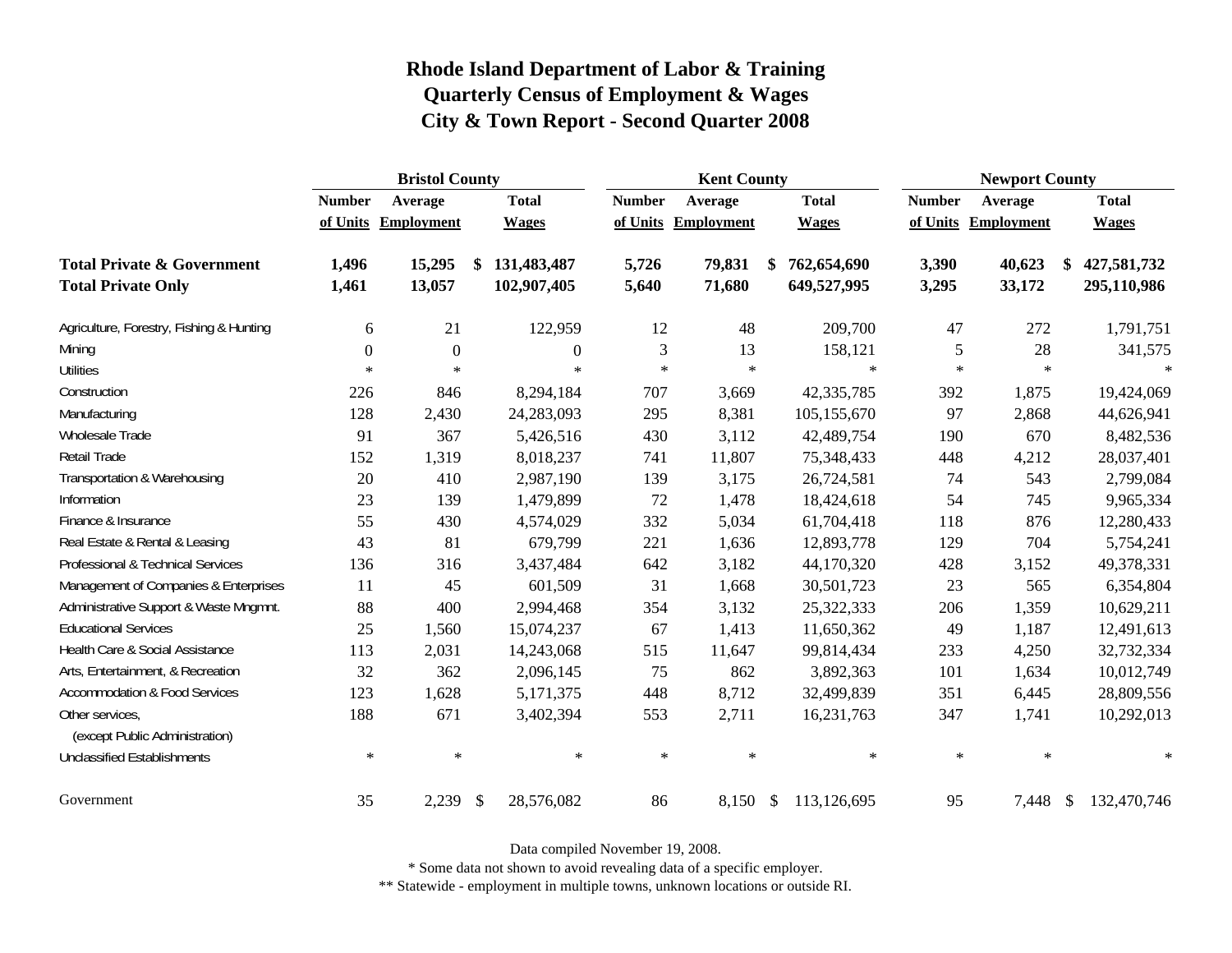# Rhode Island Department of Labor & Training
# Quarterly Census of Employment & Wages
# City & Town Report - Second Quarter 2008

| | Bristol County | | | Kent County | | | Newport County | | |
|---|---|---|---|---|---|---|---|---|---|
| | Number of Units | Average Employment | Total Wages | Number of Units | Average Employment | Total Wages | Number of Units | Average Employment | Total Wages |
| **Total Private & Government** | **1,496** | **15,295** | **$ 131,483,487** | **5,726** | **79,831** | **$ 762,654,690** | **3,390** | **40,623** | **$ 427,581,732** |
| **Total Private Only** | **1,461** | **13,057** | **102,907,405** | **5,640** | **71,680** | **649,527,995** | **3,295** | **33,172** | **295,110,986** |
| Agriculture, Forestry, Fishing & Hunting | 6 | 21 | 122,959 | 12 | 48 | 209,700 | 47 | 272 | 1,791,751 |
| Mining | 0 | 0 | 0 | 3 | 13 | 158,121 | 5 | 28 | 341,575 |
| Utilities | * | * | * | * | * | * | * | * | * |
| Construction | 226 | 846 | 8,294,184 | 707 | 3,669 | 42,335,785 | 392 | 1,875 | 19,424,069 |
| Manufacturing | 128 | 2,430 | 24,283,093 | 295 | 8,381 | 105,155,670 | 97 | 2,868 | 44,626,941 |
| Wholesale Trade | 91 | 367 | 5,426,516 | 430 | 3,112 | 42,489,754 | 190 | 670 | 8,482,536 |
| Retail Trade | 152 | 1,319 | 8,018,237 | 741 | 11,807 | 75,348,433 | 448 | 4,212 | 28,037,401 |
| Transportation & Warehousing | 20 | 410 | 2,987,190 | 139 | 3,175 | 26,724,581 | 74 | 543 | 2,799,084 |
| Information | 23 | 139 | 1,479,899 | 72 | 1,478 | 18,424,618 | 54 | 745 | 9,965,334 |
| Finance & Insurance | 55 | 430 | 4,574,029 | 332 | 5,034 | 61,704,418 | 118 | 876 | 12,280,433 |
| Real Estate & Rental & Leasing | 43 | 81 | 679,799 | 221 | 1,636 | 12,893,778 | 129 | 704 | 5,754,241 |
| Professional & Technical Services | 136 | 316 | 3,437,484 | 642 | 3,182 | 44,170,320 | 428 | 3,152 | 49,378,331 |
| Management of Companies & Enterprises | 11 | 45 | 601,509 | 31 | 1,668 | 30,501,723 | 23 | 565 | 6,354,804 |
| Administrative Support & Waste Mngmnt. | 88 | 400 | 2,994,468 | 354 | 3,132 | 25,322,333 | 206 | 1,359 | 10,629,211 |
| Educational Services | 25 | 1,560 | 15,074,237 | 67 | 1,413 | 11,650,362 | 49 | 1,187 | 12,491,613 |
| Health Care & Social Assistance | 113 | 2,031 | 14,243,068 | 515 | 11,647 | 99,814,434 | 233 | 4,250 | 32,732,334 |
| Arts, Entertainment, & Recreation | 32 | 362 | 2,096,145 | 75 | 862 | 3,892,363 | 101 | 1,634 | 10,012,749 |
| Accommodation & Food Services | 123 | 1,628 | 5,171,375 | 448 | 8,712 | 32,499,839 | 351 | 6,445 | 28,809,556 |
| Other services, (except Public Administration) | 188 | 671 | 3,402,394 | 553 | 2,711 | 16,231,763 | 347 | 1,741 | 10,292,013 |
| Unclassified Establishments | * | * | * | * | * | * | * | * | * |
| Government | 35 | 2,239 | $ 28,576,082 | 86 | 8,150 | $ 113,126,695 | 95 | 7,448 | $ 132,470,746 |

Data compiled November 19, 2008.

* Some data not shown to avoid revealing data of a specific employer.

** Statewide - employment in multiple towns, unknown locations or outside RI.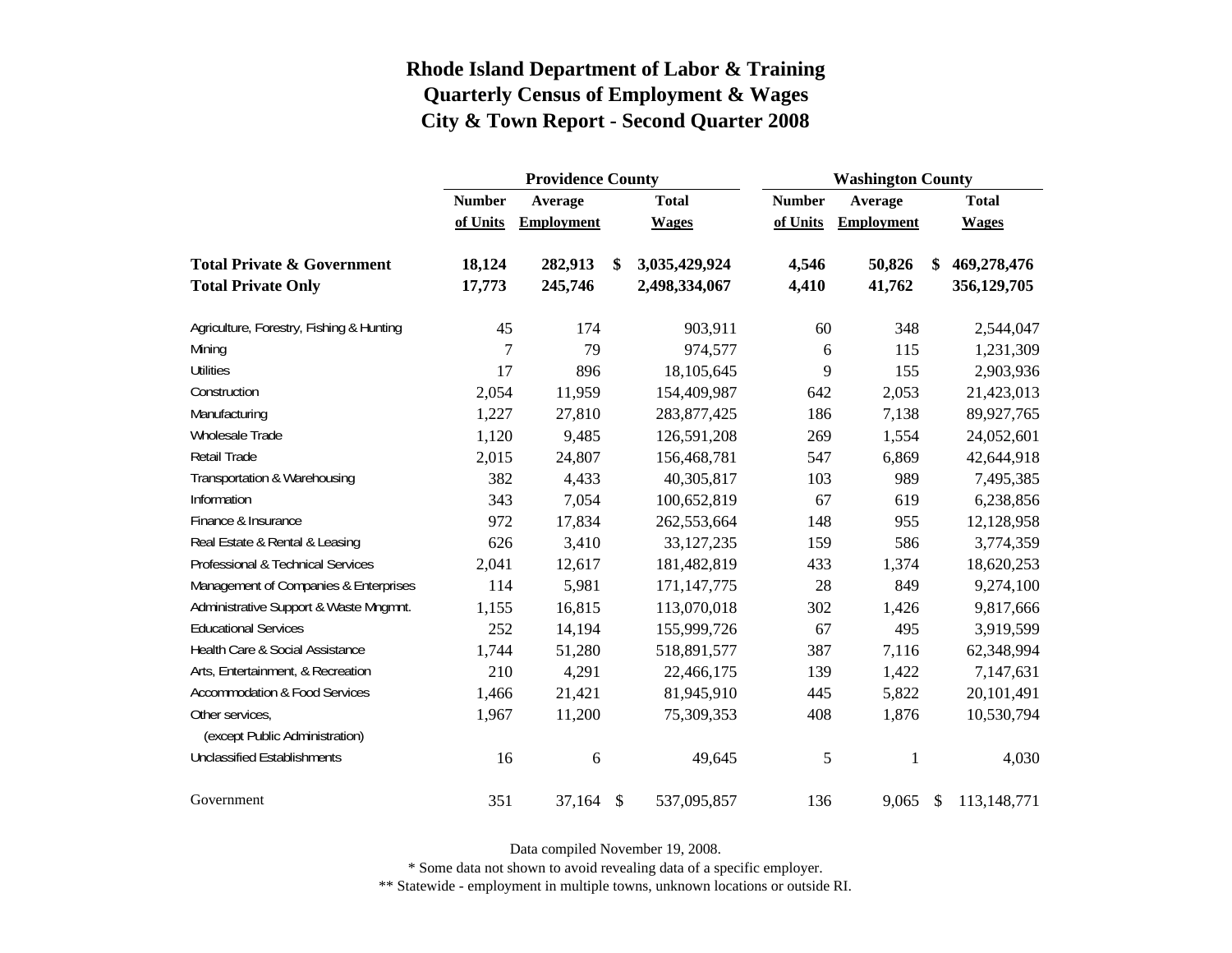# Rhode Island Department of Labor & Training
## Quarterly Census of Employment & Wages
## City & Town Report - Second Quarter 2008

| | Providence County | | | Washington County | | |
|---|---|---|---|---|---|---|
| | Number of Units | Average Employment | Total Wages | Number of Units | Average Employment | Total Wages |
| **Total Private & Government** | **18,124** | **282,913** | **$ 3,035,429,924** | **4,546** | **50,826** | **$ 469,278,476** |
| **Total Private Only** | **17,773** | **245,746** | **2,498,334,067** | **4,410** | **41,762** | **356,129,705** |
| Agriculture, Forestry, Fishing & Hunting | 45 | 174 | 903,911 | 60 | 348 | 2,544,047 |
| Mining | 7 | 79 | 974,577 | 6 | 115 | 1,231,309 |
| Utilities | 17 | 896 | 18,105,645 | 9 | 155 | 2,903,936 |
| Construction | 2,054 | 11,959 | 154,409,987 | 642 | 2,053 | 21,423,013 |
| Manufacturing | 1,227 | 27,810 | 283,877,425 | 186 | 7,138 | 89,927,765 |
| Wholesale Trade | 1,120 | 9,485 | 126,591,208 | 269 | 1,554 | 24,052,601 |
| Retail Trade | 2,015 | 24,807 | 156,468,781 | 547 | 6,869 | 42,644,918 |
| Transportation & Warehousing | 382 | 4,433 | 40,305,817 | 103 | 989 | 7,495,385 |
| Information | 343 | 7,054 | 100,652,819 | 67 | 619 | 6,238,856 |
| Finance & Insurance | 972 | 17,834 | 262,553,664 | 148 | 955 | 12,128,958 |
| Real Estate & Rental & Leasing | 626 | 3,410 | 33,127,235 | 159 | 586 | 3,774,359 |
| Professional & Technical Services | 2,041 | 12,617 | 181,482,819 | 433 | 1,374 | 18,620,253 |
| Management of Companies & Enterprises | 114 | 5,981 | 171,147,775 | 28 | 849 | 9,274,100 |
| Administrative Support & Waste Mngmnt. | 1,155 | 16,815 | 113,070,018 | 302 | 1,426 | 9,817,666 |
| Educational Services | 252 | 14,194 | 155,999,726 | 67 | 495 | 3,919,599 |
| Health Care & Social Assistance | 1,744 | 51,280 | 518,891,577 | 387 | 7,116 | 62,348,994 |
| Arts, Entertainment, & Recreation | 210 | 4,291 | 22,466,175 | 139 | 1,422 | 7,147,631 |
| Accommodation & Food Services | 1,466 | 21,421 | 81,945,910 | 445 | 5,822 | 20,101,491 |
| Other services, (except Public Administration) | 1,967 | 11,200 | 75,309,353 | 408 | 1,876 | 10,530,794 |
| Unclassified Establishments | 16 | 6 | 49,645 | 5 | 1 | 4,030 |
| Government | 351 | 37,164 | $ 537,095,857 | 136 | 9,065 | $ 113,148,771 |

Data compiled November 19, 2008.

* Some data not shown to avoid revealing data of a specific employer.

** Statewide - employment in multiple towns, unknown locations or outside RI.